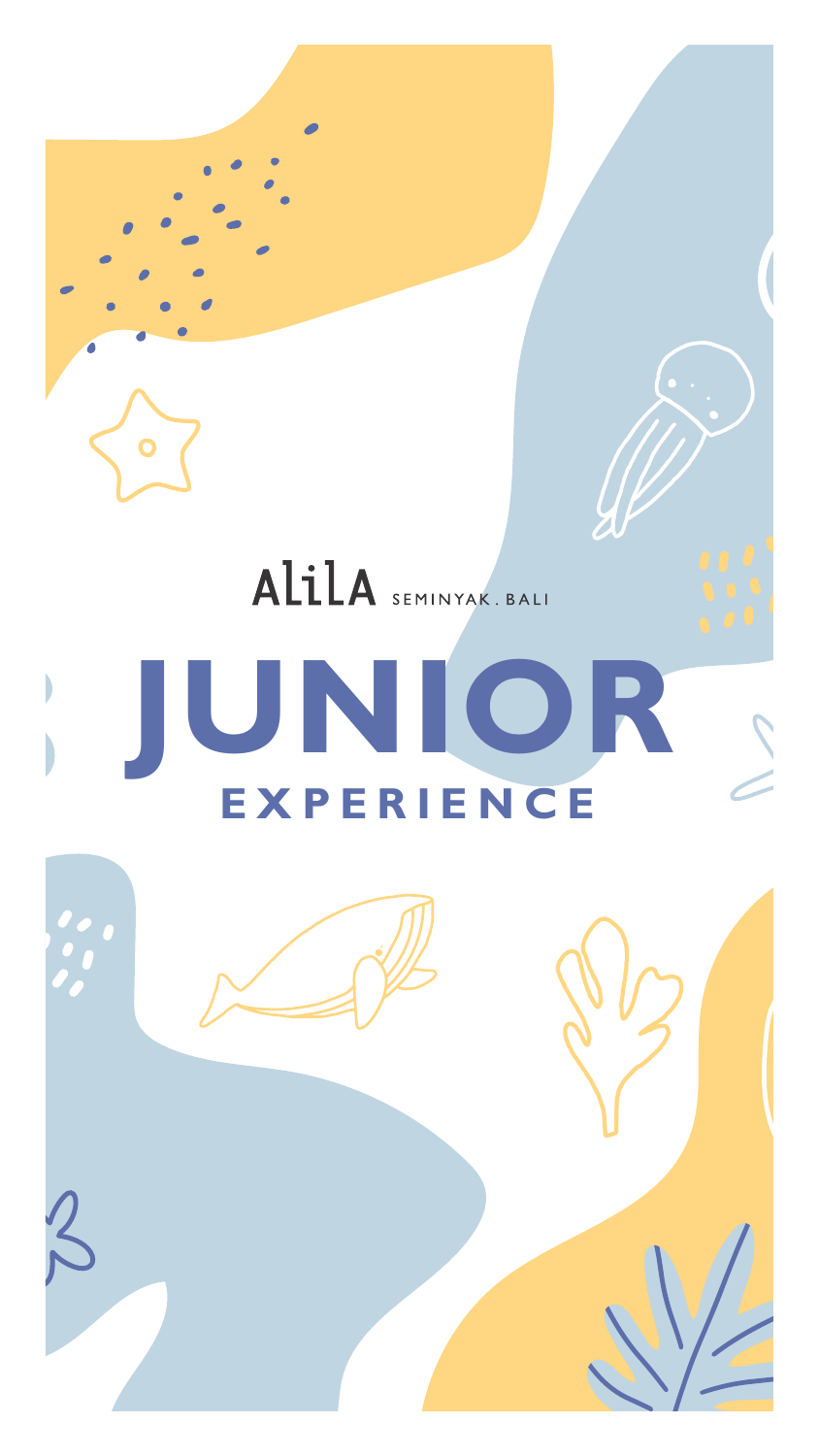Alila SEMINYAK . BALI

# JUNIOR

## EXPERIENCE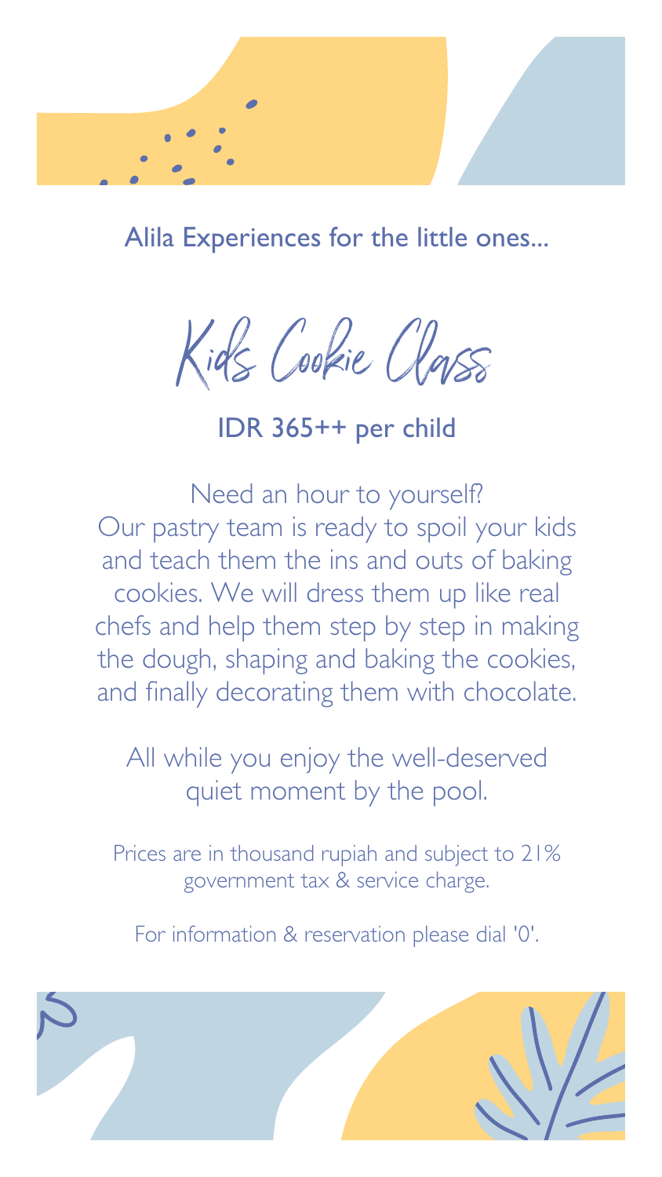Alila Experiences for the little ones...

# Kids Cookie Class

## IDR 365++ per child

Need an hour to yourself?
Our pastry team is ready to spoil your kids and teach them the ins and outs of baking cookies. We will dress them up like real chefs and help them step by step in making the dough, shaping and baking the cookies, and finally decorating them with chocolate.

All while you enjoy the well-deserved quiet moment by the pool.

Prices are in thousand rupiah and subject to 21% government tax & service charge.

For information & reservation please dial '0'.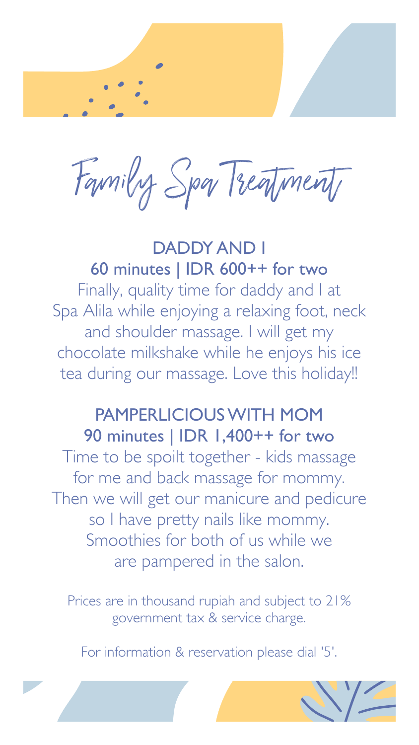# Family Spa Treatment

## DADDY AND I

**60 minutes | IDR 600++ for two**

Finally, quality time for daddy and I at Spa Alila while enjoying a relaxing foot, neck and shoulder massage. I will get my chocolate milkshake while he enjoys his ice tea during our massage. Love this holiday!!

## PAMPERLICIOUS WITH MOM

**90 minutes | IDR 1,400++ for two**

Time to be spoilt together - kids massage for me and back massage for mommy. Then we will get our manicure and pedicure so I have pretty nails like mommy. Smoothies for both of us while we are pampered in the salon.

Prices are in thousand rupiah and subject to 21% government tax & service charge.

For information & reservation please dial '5'.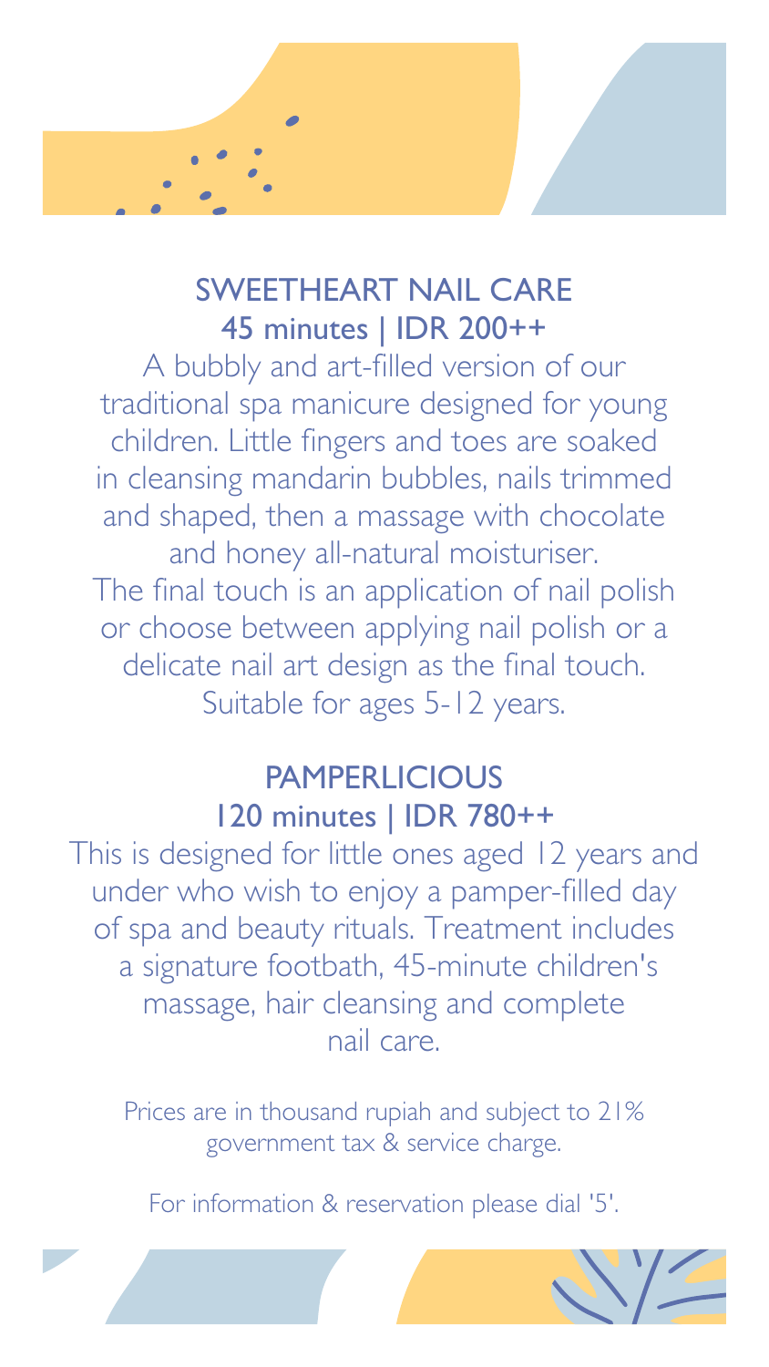## SWEETHEART NAIL CARE

45 minutes | IDR 200++

A bubbly and art-filled version of our traditional spa manicure designed for young children. Little fingers and toes are soaked in cleansing mandarin bubbles, nails trimmed and shaped, then a massage with chocolate and honey all-natural moisturiser. The final touch is an application of nail polish or choose between applying nail polish or a delicate nail art design as the final touch. Suitable for ages 5-12 years.

## PAMPERLICIOUS

120 minutes | IDR 780++

This is designed for little ones aged 12 years and under who wish to enjoy a pamper-filled day of spa and beauty rituals. Treatment includes a signature footbath, 45-minute children's massage, hair cleansing and complete nail care.

Prices are in thousand rupiah and subject to 21% government tax & service charge.

For information & reservation please dial '5'.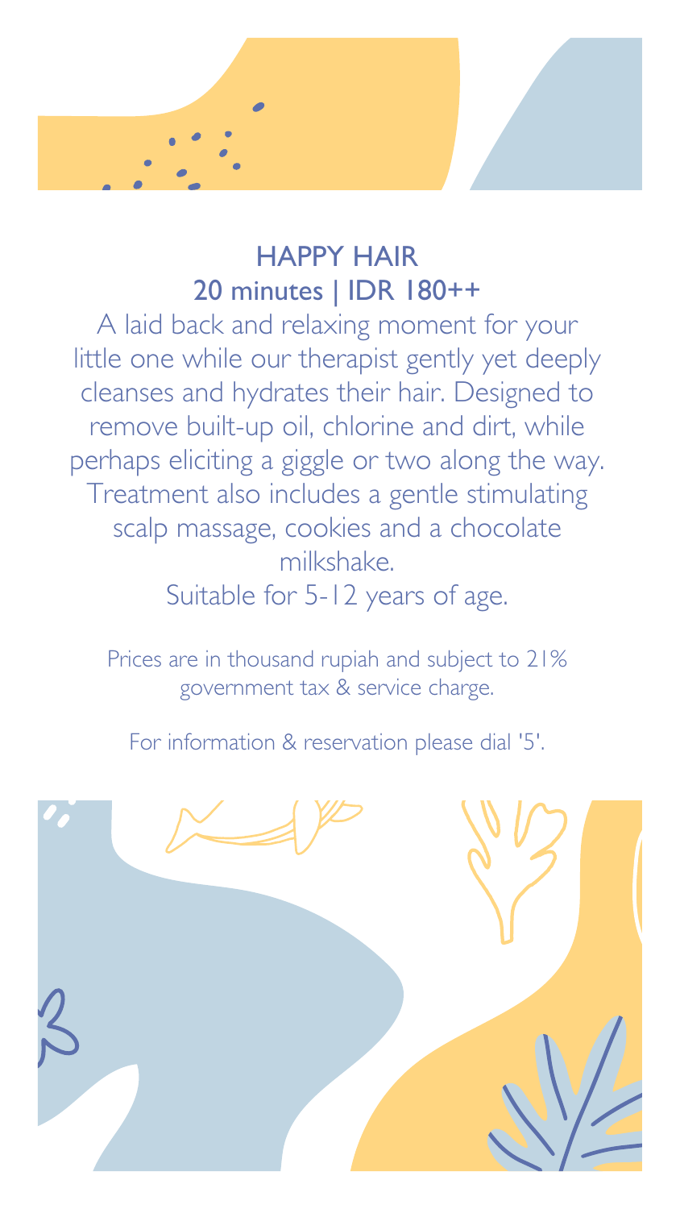## HAPPY HAIR

**20 minutes | IDR 180++**

A laid back and relaxing moment for your little one while our therapist gently yet deeply cleanses and hydrates their hair. Designed to remove built-up oil, chlorine and dirt, while perhaps eliciting a giggle or two along the way. Treatment also includes a gentle stimulating scalp massage, cookies and a chocolate milkshake.

Suitable for 5-12 years of age.

Prices are in thousand rupiah and subject to 21% government tax & service charge.

For information & reservation please dial '5'.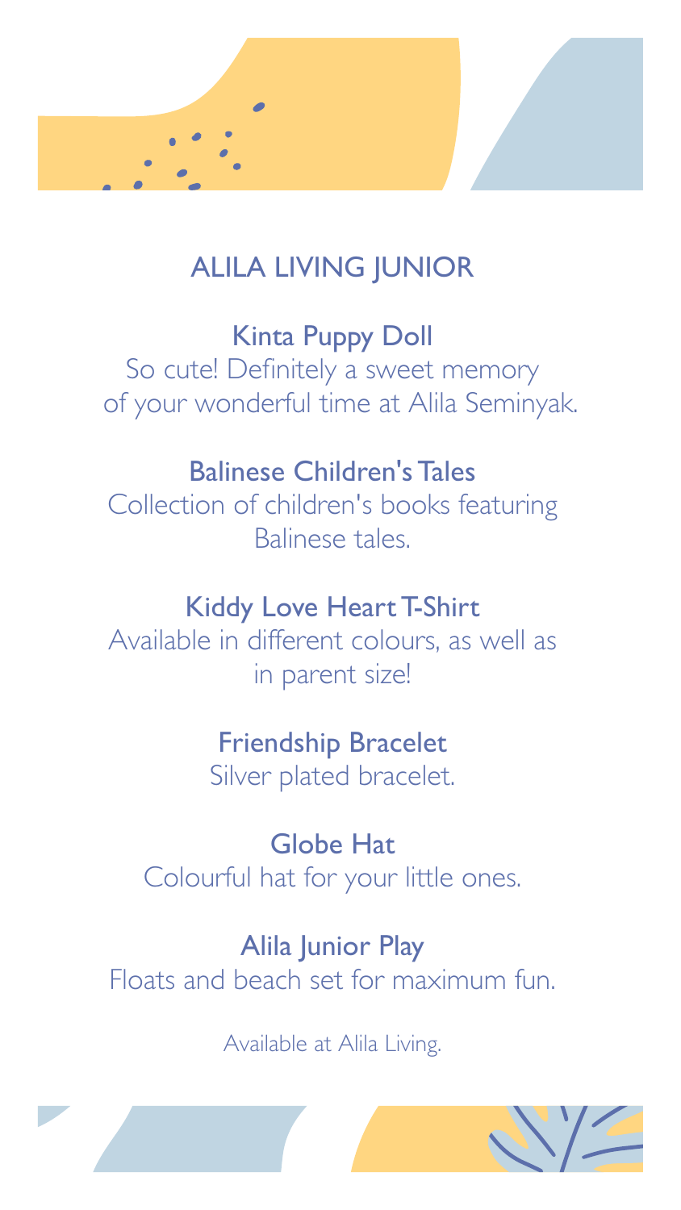# ALILA LIVING JUNIOR

### Kinta Puppy Doll

So cute! Definitely a sweet memory of your wonderful time at Alila Seminyak.

### Balinese Children's Tales

Collection of children's books featuring Balinese tales.

### Kiddy Love Heart T-Shirt

Available in different colours, as well as in parent size!

### Friendship Bracelet

Silver plated bracelet.

### Globe Hat

Colourful hat for your little ones.

### Alila Junior Play

Floats and beach set for maximum fun.

Available at Alila Living.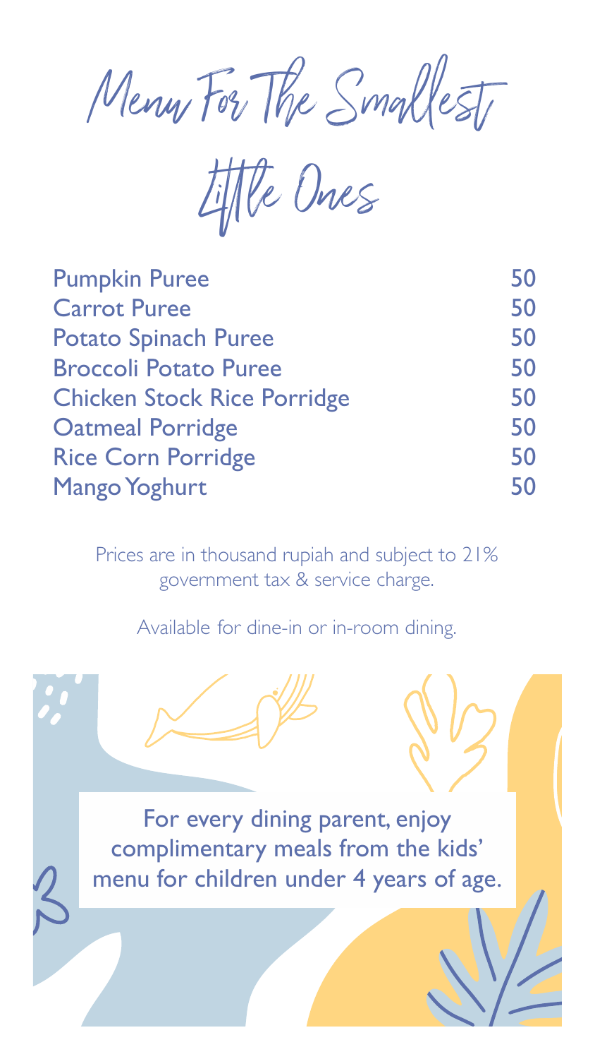# Menu For The Smallest Little Ones

| Item | Price |
| --- | --- |
| Pumpkin Puree | 50 |
| Carrot Puree | 50 |
| Potato Spinach Puree | 50 |
| Broccoli Potato Puree | 50 |
| Chicken Stock Rice Porridge | 50 |
| Oatmeal Porridge | 50 |
| Rice Corn Porridge | 50 |
| Mango Yoghurt | 50 |

Prices are in thousand rupiah and subject to 21% government tax & service charge.

Available for dine-in or in-room dining.

For every dining parent, enjoy complimentary meals from the kids' menu for children under 4 years of age.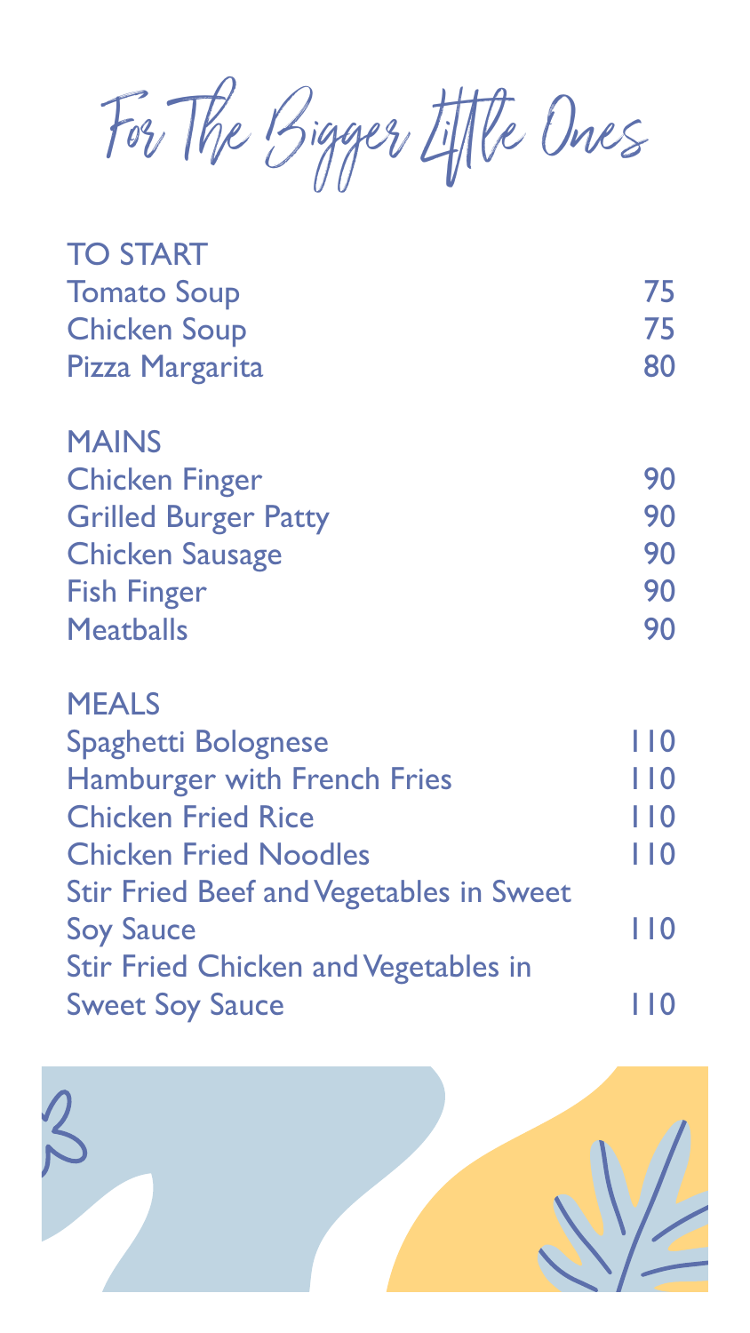# For The Bigger Little Ones

## TO START

| Item | Price |
|---|---|
| Tomato Soup | 75 |
| Chicken Soup | 75 |
| Pizza Margarita | 80 |

## MAINS

| Item | Price |
|---|---|
| Chicken Finger | 90 |
| Grilled Burger Patty | 90 |
| Chicken Sausage | 90 |
| Fish Finger | 90 |
| Meatballs | 90 |

## MEALS

| Item | Price |
|---|---|
| Spaghetti Bolognese | 110 |
| Hamburger with French Fries | 110 |
| Chicken Fried Rice | 110 |
| Chicken Fried Noodles | 110 |
| Stir Fried Beef and Vegetables in Sweet Soy Sauce | 110 |
| Stir Fried Chicken and Vegetables in Sweet Soy Sauce | 110 |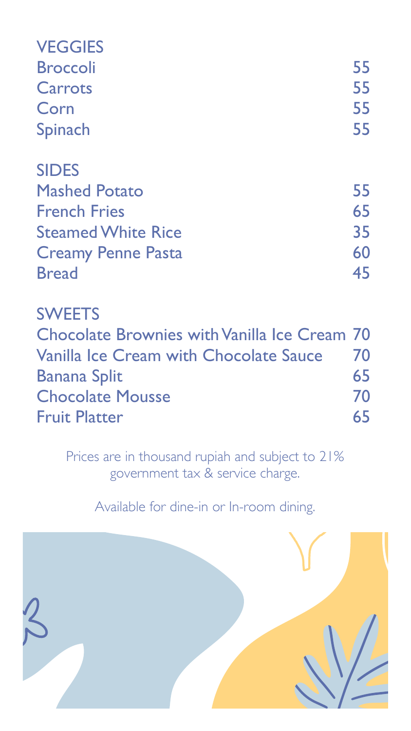## VEGGIES

| | |
|---|---|
| Broccoli | 55 |
| Carrots | 55 |
| Corn | 55 |
| Spinach | 55 |

## SIDES

| | |
|---|---|
| Mashed Potato | 55 |
| French Fries | 65 |
| Steamed White Rice | 35 |
| Creamy Penne Pasta | 60 |
| Bread | 45 |

## SWEETS

| | |
|---|---|
| Chocolate Brownies with Vanilla Ice Cream | 70 |
| Vanilla Ice Cream with Chocolate Sauce | 70 |
| Banana Split | 65 |
| Chocolate Mousse | 70 |
| Fruit Platter | 65 |

Prices are in thousand rupiah and subject to 21% government tax & service charge.

Available for dine-in or In-room dining.